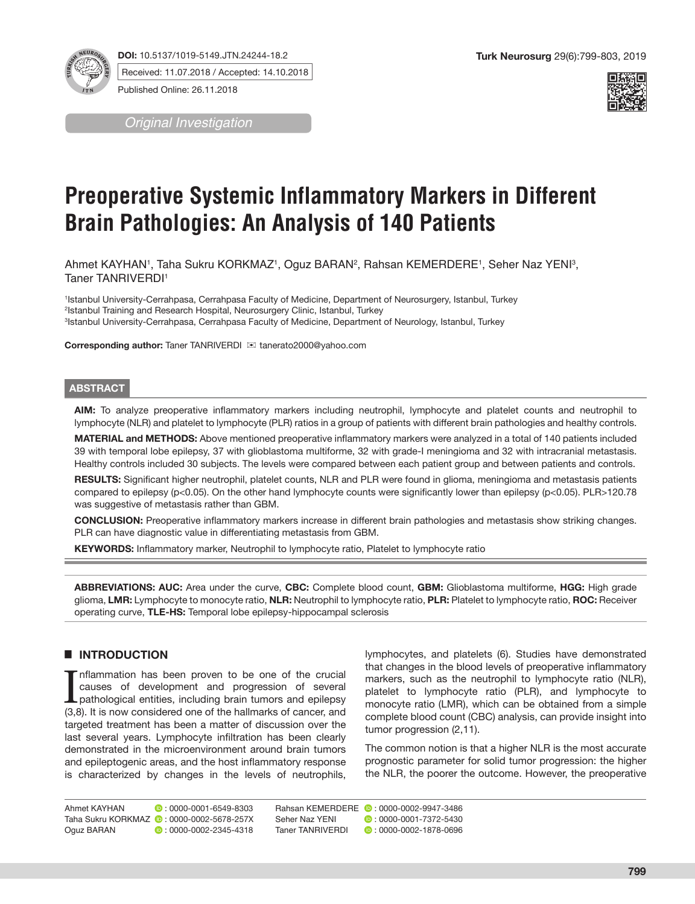DOI: 10.5137/1019-5149.JTN.24244-18.2

Received: 11.07.2018 / Accepted: 14.10.2018

Published Online: 26.11.2018

*Original Investigation*

# Preoperative Systemic Inflammatory Markers in Different Brain Pathologies: An Analysis of 140 Patients

Ahmet KAYHAN[1], Taha Sukru KORKMAZ[1], Oguz BARAN[2], Rahsan KEMERDERE[1], Seher Naz YENI[3], Taner TANRIVERDI[1]

[1]Istanbul University-Cerrahpasa, Cerrahpasa Faculty of Medicine, Department of Neurosurgery, Istanbul, Turkey
[2]Istanbul Training and Research Hospital, Neurosurgery Clinic, Istanbul, Turkey
[3]Istanbul University-Cerrahpasa, Cerrahpasa Faculty of Medicine, Department of Neurology, Istanbul, Turkey

**Corresponding author:** Taner TANRIVERDI ✉ tanerato2000@yahoo.com

## ABSTRACT

**AIM:** To analyze preoperative inflammatory markers including neutrophil, lymphocyte and platelet counts and neutrophil to lymphocyte (NLR) and platelet to lymphocyte (PLR) ratios in a group of patients with different brain pathologies and healthy controls.

**MATERIAL and METHODS:** Above mentioned preoperative inflammatory markers were analyzed in a total of 140 patients included 39 with temporal lobe epilepsy, 37 with glioblastoma multiforme, 32 with grade-I meningioma and 32 with intracranial metastasis. Healthy controls included 30 subjects. The levels were compared between each patient group and between patients and controls.

**RESULTS:** Significant higher neutrophil, platelet counts, NLR and PLR were found in glioma, meningioma and metastasis patients compared to epilepsy ($p<0.05$). On the other hand lymphocyte counts were significantly lower than epilepsy ($p<0.05$). PLR>120.78 was suggestive of metastasis rather than GBM.

**CONCLUSION:** Preoperative inflammatory markers increase in different brain pathologies and metastasis show striking changes. PLR can have diagnostic value in differentiating metastasis from GBM.

**KEYWORDS:** Inflammatory marker, Neutrophil to lymphocyte ratio, Platelet to lymphocyte ratio

**ABBREVIATIONS: AUC:** Area under the curve, **CBC:** Complete blood count, **GBM:** Glioblastoma multiforme, **HGG:** High grade glioma, **LMR:** Lymphocyte to monocyte ratio, **NLR:** Neutrophil to lymphocyte ratio, **PLR:** Platelet to lymphocyte ratio, **ROC:** Receiver operating curve, **TLE-HS:** Temporal lobe epilepsy-hippocampal sclerosis

## INTRODUCTION

Inflammation has been proven to be one of the crucial causes of development and progression of several pathological entities, including brain tumors and epilepsy (3,8). It is now considered one of the hallmarks of cancer, and targeted treatment has been a matter of discussion over the last several years. Lymphocyte infiltration has been clearly demonstrated in the microenvironment around brain tumors and epileptogenic areas, and the host inflammatory response is characterized by changes in the levels of neutrophils, lymphocytes, and platelets (6). Studies have demonstrated that changes in the blood levels of preoperative inflammatory markers, such as the neutrophil to lymphocyte ratio (NLR), platelet to lymphocyte ratio (PLR), and lymphocyte to monocyte ratio (LMR), which can be obtained from a simple complete blood count (CBC) analysis, can provide insight into tumor progression (2,11).

The common notion is that a higher NLR is the most accurate prognostic parameter for solid tumor progression: the higher the NLR, the poorer the outcome. However, the preoperative

| | | | |
|---|---|---|---|
| Ahmet KAYHAN | 0000-0001-6549-8303 | Rahsan KEMERDERE | 0000-0002-9947-3486 |
| Taha Sukru KORKMAZ | 0000-0002-5678-257X | Seher Naz YENI | 0000-0001-7372-5430 |
| Oguz BARAN | 0000-0002-2345-4318 | Taner TANRIVERDI | 0000-0002-1878-0696 |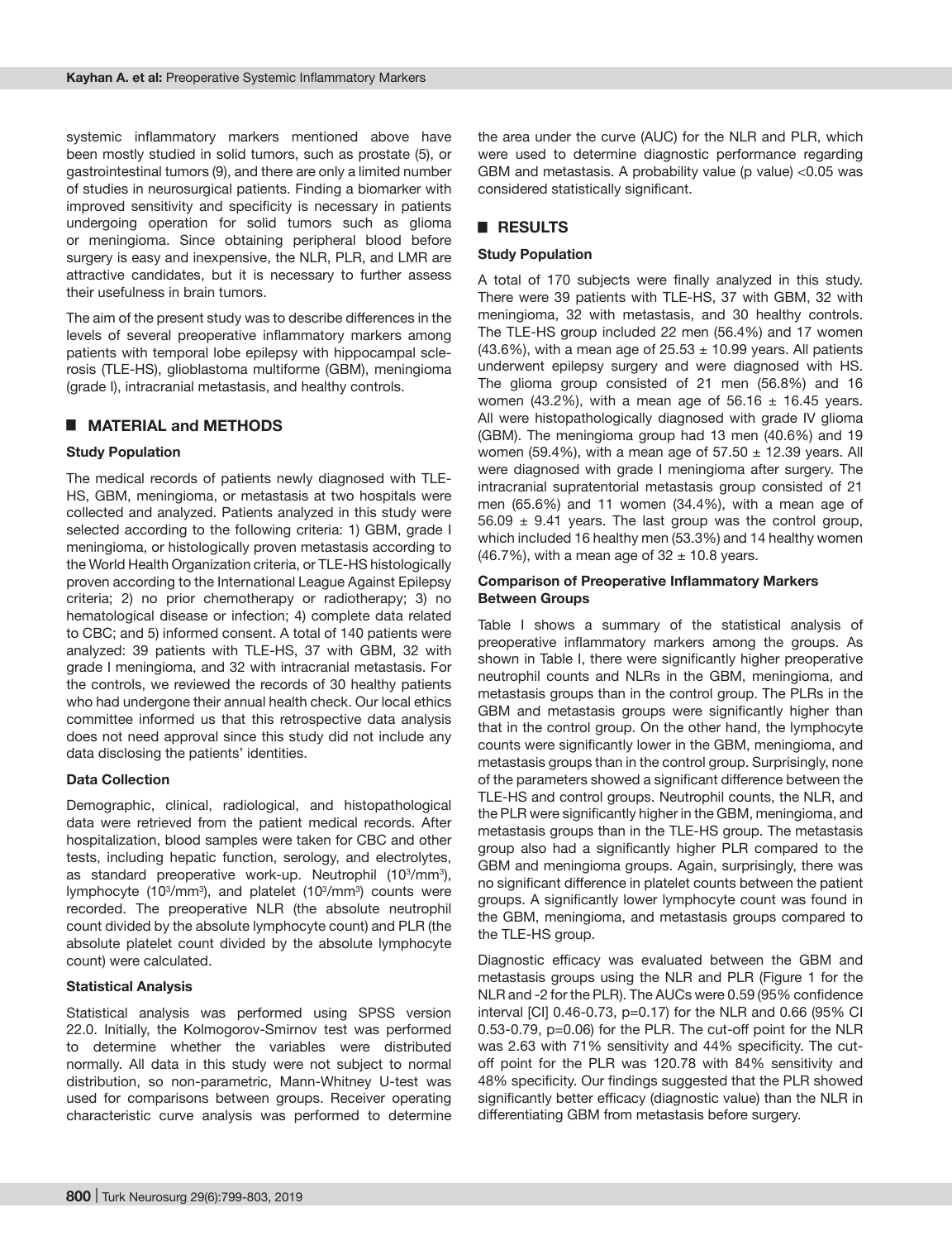systemic inflammatory markers mentioned above have been mostly studied in solid tumors, such as prostate (5), or gastrointestinal tumors (9), and there are only a limited number of studies in neurosurgical patients. Finding a biomarker with improved sensitivity and specificity is necessary in patients undergoing operation for solid tumors such as glioma or meningioma. Since obtaining peripheral blood before surgery is easy and inexpensive, the NLR, PLR, and LMR are attractive candidates, but it is necessary to further assess their usefulness in brain tumors.

The aim of the present study was to describe differences in the levels of several preoperative inflammatory markers among patients with temporal lobe epilepsy with hippocampal sclerosis (TLE-HS), glioblastoma multiforme (GBM), meningioma (grade I), intracranial metastasis, and healthy controls.

## ■ MATERIAL and METHODS

### Study Population

The medical records of patients newly diagnosed with TLE-HS, GBM, meningioma, or metastasis at two hospitals were collected and analyzed. Patients analyzed in this study were selected according to the following criteria: 1) GBM, grade I meningioma, or histologically proven metastasis according to the World Health Organization criteria, or TLE-HS histologically proven according to the International League Against Epilepsy criteria; 2) no prior chemotherapy or radiotherapy; 3) no hematological disease or infection; 4) complete data related to CBC; and 5) informed consent. A total of 140 patients were analyzed: 39 patients with TLE-HS, 37 with GBM, 32 with grade I meningioma, and 32 with intracranial metastasis. For the controls, we reviewed the records of 30 healthy patients who had undergone their annual health check. Our local ethics committee informed us that this retrospective data analysis does not need approval since this study did not include any data disclosing the patients' identities.

### Data Collection

Demographic, clinical, radiological, and histopathological data were retrieved from the patient medical records. After hospitalization, blood samples were taken for CBC and other tests, including hepatic function, serology, and electrolytes, as standard preoperative work-up. Neutrophil ($10^3/mm^3$), lymphocyte ($10^3/mm^3$), and platelet ($10^3/mm^3$) counts were recorded. The preoperative NLR (the absolute neutrophil count divided by the absolute lymphocyte count) and PLR (the absolute platelet count divided by the absolute lymphocyte count) were calculated.

### Statistical Analysis

Statistical analysis was performed using SPSS version 22.0. Initially, the Kolmogorov-Smirnov test was performed to determine whether the variables were distributed normally. All data in this study were not subject to normal distribution, so non-parametric, Mann-Whitney U-test was used for comparisons between groups. Receiver operating characteristic curve analysis was performed to determine the area under the curve (AUC) for the NLR and PLR, which were used to determine diagnostic performance regarding GBM and metastasis. A probability value (p value) $<0.05$ was considered statistically significant.

## ■ RESULTS

### Study Population

A total of 170 subjects were finally analyzed in this study. There were 39 patients with TLE-HS, 37 with GBM, 32 with meningioma, 32 with metastasis, and 30 healthy controls. The TLE-HS group included 22 men (56.4%) and 17 women (43.6%), with a mean age of $25.53 \pm 10.99$ years. All patients underwent epilepsy surgery and were diagnosed with HS. The glioma group consisted of 21 men (56.8%) and 16 women (43.2%), with a mean age of $56.16 \pm 16.45$ years. All were histopathologically diagnosed with grade IV glioma (GBM). The meningioma group had 13 men (40.6%) and 19 women (59.4%), with a mean age of $57.50 \pm 12.39$ years. All were diagnosed with grade I meningioma after surgery. The intracranial supratentorial metastasis group consisted of 21 men (65.6%) and 11 women (34.4%), with a mean age of $56.09 \pm 9.41$ years. The last group was the control group, which included 16 healthy men (53.3%) and 14 healthy women (46.7%), with a mean age of $32 \pm 10.8$ years.

### Comparison of Preoperative Inflammatory Markers Between Groups

Table I shows a summary of the statistical analysis of preoperative inflammatory markers among the groups. As shown in Table I, there were significantly higher preoperative neutrophil counts and NLRs in the GBM, meningioma, and metastasis groups than in the control group. The PLRs in the GBM and metastasis groups were significantly higher than that in the control group. On the other hand, the lymphocyte counts were significantly lower in the GBM, meningioma, and metastasis groups than in the control group. Surprisingly, none of the parameters showed a significant difference between the TLE-HS and control groups. Neutrophil counts, the NLR, and the PLR were significantly higher in the GBM, meningioma, and metastasis groups than in the TLE-HS group. The metastasis group also had a significantly higher PLR compared to the GBM and meningioma groups. Again, surprisingly, there was no significant difference in platelet counts between the patient groups. A significantly lower lymphocyte count was found in the GBM, meningioma, and metastasis groups compared to the TLE-HS group.

Diagnostic efficacy was evaluated between the GBM and metastasis groups using the NLR and PLR (Figure 1 for the NLR and -2 for the PLR). The AUCs were 0.59 (95% confidence interval [CI] 0.46-0.73, p=0.17) for the NLR and 0.66 (95% CI 0.53-0.79, p=0.06) for the PLR. The cut-off point for the NLR was 2.63 with 71% sensitivity and 44% specificity. The cut-off point for the PLR was 120.78 with 84% sensitivity and 48% specificity. Our findings suggested that the PLR showed significantly better efficacy (diagnostic value) than the NLR in differentiating GBM from metastasis before surgery.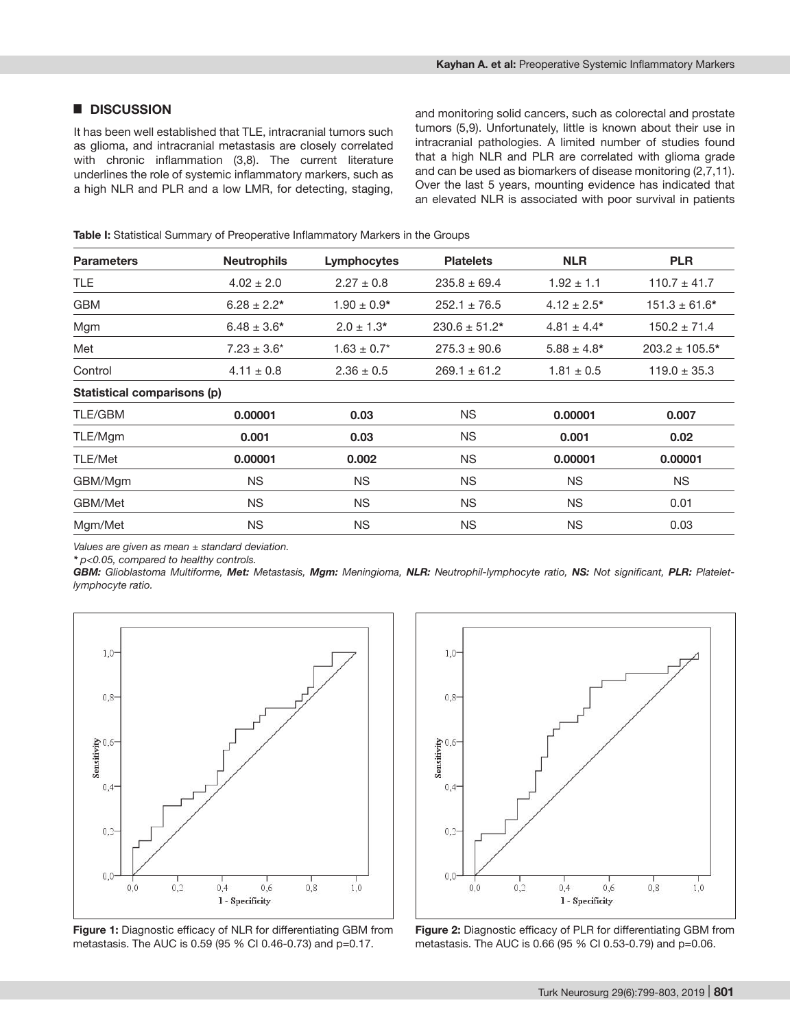## ■ DISCUSSION

It has been well established that TLE, intracranial tumors such as glioma, and intracranial metastasis are closely correlated with chronic inflammation (3,8). The current literature underlines the role of systemic inflammatory markers, such as a high NLR and PLR and a low LMR, for detecting, staging, and monitoring solid cancers, such as colorectal and prostate tumors (5,9). Unfortunately, little is known about their use in intracranial pathologies. A limited number of studies found that a high NLR and PLR are correlated with glioma grade and can be used as biomarkers of disease monitoring (2,7,11). Over the last 5 years, mounting evidence has indicated that an elevated NLR is associated with poor survival in patients

**Table I:** Statistical Summary of Preoperative Inflammatory Markers in the Groups

| Parameters | Neutrophils | Lymphocytes | Platelets | NLR | PLR |
|---|---|---|---|---|---|
| TLE | 4.02 ± 2.0 | 2.27 ± 0.8 | 235.8 ± 69.4 | 1.92 ± 1.1 | 110.7 ± 41.7 |
| GBM | 6.28 ± 2.2* | 1.90 ± 0.9* | 252.1 ± 76.5 | 4.12 ± 2.5* | 151.3 ± 61.6* |
| Mgm | 6.48 ± 3.6* | 2.0 ± 1.3* | 230.6 ± 51.2* | 4.81 ± 4.4* | 150.2 ± 71.4 |
| Met | 7.23 ± 3.6* | 1.63 ± 0.7* | 275.3 ± 90.6 | 5.88 ± 4.8* | 203.2 ± 105.5* |
| Control | 4.11 ± 0.8 | 2.36 ± 0.5 | 269.1 ± 61.2 | 1.81 ± 0.5 | 119.0 ± 35.3 |
| **Statistical comparisons (p)** | | | | | |
| TLE/GBM | **0.00001** | **0.03** | NS | **0.00001** | **0.007** |
| TLE/Mgm | **0.001** | **0.03** | NS | **0.001** | **0.02** |
| TLE/Met | **0.00001** | **0.002** | NS | **0.00001** | **0.00001** |
| GBM/Mgm | NS | NS | NS | NS | NS |
| GBM/Met | NS | NS | NS | NS | 0.01 |
| Mgm/Met | NS | NS | NS | NS | 0.03 |

*Values are given as mean ± standard deviation.*

*\* p<0.05, compared to healthy controls.*

***GBM:** Glioblastoma Multiforme, **Met:** Metastasis, **Mgm:** Meningioma, **NLR:** Neutrophil-lymphocyte ratio, **NS:** Not significant, **PLR:** Platelet-lymphocyte ratio.*

**Figure 1:** Diagnostic efficacy of NLR for differentiating GBM from metastasis. The AUC is 0.59 (95 % CI 0.46-0.73) and p=0.17.

**Figure 2:** Diagnostic efficacy of PLR for differentiating GBM from metastasis. The AUC is 0.66 (95 % CI 0.53-0.79) and p=0.06.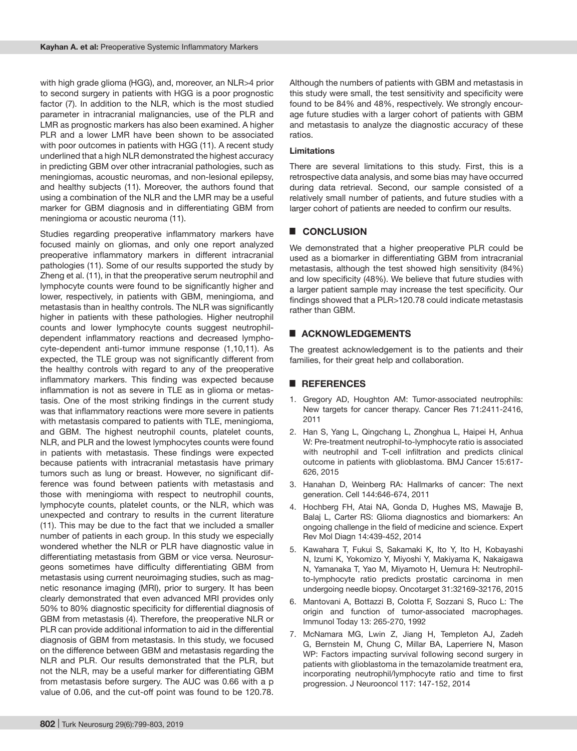with high grade glioma (HGG), and, moreover, an NLR>4 prior to second surgery in patients with HGG is a poor prognostic factor (7). In addition to the NLR, which is the most studied parameter in intracranial malignancies, use of the PLR and LMR as prognostic markers has also been examined. A higher PLR and a lower LMR have been shown to be associated with poor outcomes in patients with HGG (11). A recent study underlined that a high NLR demonstrated the highest accuracy in predicting GBM over other intracranial pathologies, such as meningiomas, acoustic neuromas, and non-lesional epilepsy, and healthy subjects (11). Moreover, the authors found that using a combination of the NLR and the LMR may be a useful marker for GBM diagnosis and in differentiating GBM from meningioma or acoustic neuroma (11).

Studies regarding preoperative inflammatory markers have focused mainly on gliomas, and only one report analyzed preoperative inflammatory markers in different intracranial pathologies (11). Some of our results supported the study by Zheng et al. (11), in that the preoperative serum neutrophil and lymphocyte counts were found to be significantly higher and lower, respectively, in patients with GBM, meningioma, and metastasis than in healthy controls. The NLR was significantly higher in patients with these pathologies. Higher neutrophil counts and lower lymphocyte counts suggest neutrophil-dependent inflammatory reactions and decreased lymphocyte-dependent anti-tumor immune response (1,10,11). As expected, the TLE group was not significantly different from the healthy controls with regard to any of the preoperative inflammatory markers. This finding was expected because inflammation is not as severe in TLE as in glioma or metastasis. One of the most striking findings in the current study was that inflammatory reactions were more severe in patients with metastasis compared to patients with TLE, meningioma, and GBM. The highest neutrophil counts, platelet counts, NLR, and PLR and the lowest lymphocytes counts were found in patients with metastasis. These findings were expected because patients with intracranial metastasis have primary tumors such as lung or breast. However, no significant difference was found between patients with metastasis and those with meningioma with respect to neutrophil counts, lymphocyte counts, platelet counts, or the NLR, which was unexpected and contrary to results in the current literature (11). This may be due to the fact that we included a smaller number of patients in each group. In this study we especially wondered whether the NLR or PLR have diagnostic value in differentiating metastasis from GBM or vice versa. Neurosurgeons sometimes have difficulty differentiating GBM from metastasis using current neuroimaging studies, such as magnetic resonance imaging (MRI), prior to surgery. It has been clearly demonstrated that even advanced MRI provides only 50% to 80% diagnostic specificity for differential diagnosis of GBM from metastasis (4). Therefore, the preoperative NLR or PLR can provide additional information to aid in the differential diagnosis of GBM from metastasis. In this study, we focused on the difference between GBM and metastasis regarding the NLR and PLR. Our results demonstrated that the PLR, but not the NLR, may be a useful marker for differentiating GBM from metastasis before surgery. The AUC was 0.66 with a p value of 0.06, and the cut-off point was found to be 120.78. Although the numbers of patients with GBM and metastasis in this study were small, the test sensitivity and specificity were found to be 84% and 48%, respectively. We strongly encourage future studies with a larger cohort of patients with GBM and metastasis to analyze the diagnostic accuracy of these ratios.

**Limitations**

There are several limitations to this study. First, this is a retrospective data analysis, and some bias may have occurred during data retrieval. Second, our sample consisted of a relatively small number of patients, and future studies with a larger cohort of patients are needed to confirm our results.

## CONCLUSION

We demonstrated that a higher preoperative PLR could be used as a biomarker in differentiating GBM from intracranial metastasis, although the test showed high sensitivity (84%) and low specificity (48%). We believe that future studies with a larger patient sample may increase the test specificity. Our findings showed that a PLR>120.78 could indicate metastasis rather than GBM.

## ACKNOWLEDGEMENTS

The greatest acknowledgement is to the patients and their families, for their great help and collaboration.

## REFERENCES

1. Gregory AD, Houghton AM: Tumor-associated neutrophils: New targets for cancer therapy. Cancer Res 71:2411-2416, 2011
2. Han S, Yang L, Qingchang L, Zhonghua L, Haipei H, Anhua W: Pre-treatment neutrophil-to-lymphocyte ratio is associated with neutrophil and T-cell infiltration and predicts clinical outcome in patients with glioblastoma. BMJ Cancer 15:617-626, 2015
3. Hanahan D, Weinberg RA: Hallmarks of cancer: The next generation. Cell 144:646-674, 2011
4. Hochberg FH, Atai NA, Gonda D, Hughes MS, Mawajje B, Balaj L, Carter RS: Glioma diagnostics and biomarkers: An ongoing challenge in the field of medicine and science. Expert Rev Mol Diagn 14:439-452, 2014
5. Kawahara T, Fukui S, Sakamaki K, Ito Y, Ito H, Kobayashi N, Izumi K, Yokomizo Y, Miyoshi Y, Makiyama K, Nakaigawa N, Yamanaka T, Yao M, Miyamoto H, Uemura H: Neutrophil-to-lymphocyte ratio predicts prostatic carcinoma in men undergoing needle biopsy. Oncotarget 31:32169-32176, 2015
6. Mantovani A, Bottazzi B, Colotta F, Sozzani S, Ruco L: The origin and function of tumor-associated macrophages. Immunol Today 13: 265-270, 1992
7. McNamara MG, Lwin Z, Jiang H, Templeton AJ, Zadeh G, Bernstein M, Chung C, Millar BA, Laperriere N, Mason WP: Factors impacting survival following second surgery in patients with glioblastoma in the temazolamide treatment era, incorporating neutrophil/lymphocyte ratio and time to first progression. J Neurooncol 117: 147-152, 2014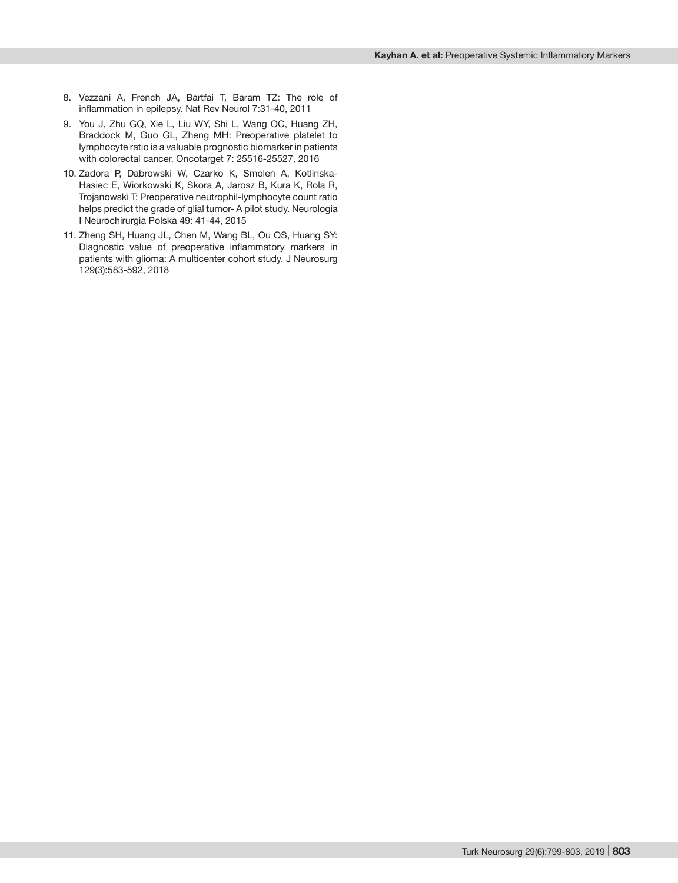8. Vezzani A, French JA, Bartfai T, Baram TZ: The role of inflammation in epilepsy. Nat Rev Neurol 7:31-40, 2011
9. You J, Zhu GQ, Xie L, Liu WY, Shi L, Wang OC, Huang ZH, Braddock M, Guo GL, Zheng MH: Preoperative platelet to lymphocyte ratio is a valuable prognostic biomarker in patients with colorectal cancer. Oncotarget 7: 25516-25527, 2016
10. Zadora P, Dabrowski W, Czarko K, Smolen A, Kotlinska-Hasiec E, Wiorkowski K, Skora A, Jarosz B, Kura K, Rola R, Trojanowski T: Preoperative neutrophil-lymphocyte count ratio helps predict the grade of glial tumor- A pilot study. Neurologia I Neurochirurgia Polska 49: 41-44, 2015
11. Zheng SH, Huang JL, Chen M, Wang BL, Ou QS, Huang SY: Diagnostic value of preoperative inflammatory markers in patients with glioma: A multicenter cohort study. J Neurosurg 129(3):583-592, 2018